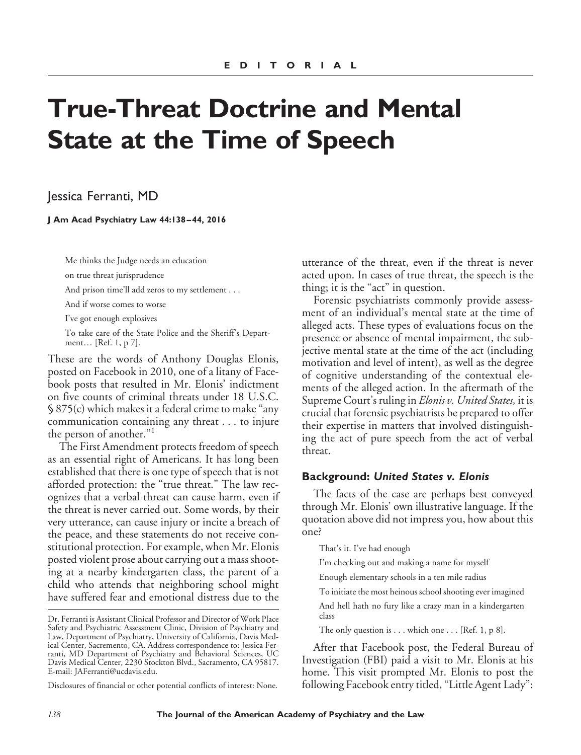EDITORIAL

# True-Threat Doctrine and Mental State at the Time of Speech

Jessica Ferranti, MD

> Me thinks the Judge needs an education
>
> on true threat jurisprudence
>
> And prison time'll add zeros to my settlement . . .
>
> And if worse comes to worse
>
> I've got enough explosives
>
> To take care of the State Police and the Sheriff's Department… [Ref. 1, p 7].

These are the words of Anthony Douglas Elonis, posted on Facebook in 2010, one of a litany of Facebook posts that resulted in Mr. Elonis' indictment on five counts of criminal threats under 18 U.S.C. § 875(c) which makes it a federal crime to make "any communication containing any threat . . . to injure the person of another."[1]

The First Amendment protects freedom of speech as an essential right of Americans. It has long been established that there is one type of speech that is not afforded protection: the "true threat." The law recognizes that a verbal threat can cause harm, even if the threat is never carried out. Some words, by their very utterance, can cause injury or incite a breach of the peace, and these statements do not receive constitutional protection. For example, when Mr. Elonis posted violent prose about carrying out a mass shooting at a nearby kindergarten class, the parent of a child who attends that neighboring school might have suffered fear and emotional distress due to the utterance of the threat, even if the threat is never acted upon. In cases of true threat, the speech is the thing; it is the "act" in question.

Forensic psychiatrists commonly provide assessment of an individual's mental state at the time of alleged acts. These types of evaluations focus on the presence or absence of mental impairment, the subjective mental state at the time of the act (including motivation and level of intent), as well as the degree of cognitive understanding of the contextual elements of the alleged action. In the aftermath of the Supreme Court's ruling in *Elonis v. United States,* it is crucial that forensic psychiatrists be prepared to offer their expertise in matters that involved distinguishing the act of pure speech from the act of verbal threat.

## Background: *United States v. Elonis*

The facts of the case are perhaps best conveyed through Mr. Elonis' own illustrative language. If the quotation above did not impress you, how about this one?

> That's it. I've had enough
>
> I'm checking out and making a name for myself
>
> Enough elementary schools in a ten mile radius
>
> To initiate the most heinous school shooting ever imagined
>
> And hell hath no fury like a crazy man in a kindergarten class
>
> The only question is . . . which one . . . [Ref. 1, p 8].

After that Facebook post, the Federal Bureau of Investigation (FBI) paid a visit to Mr. Elonis at his home. This visit prompted Mr. Elonis to post the following Facebook entry titled, "Little Agent Lady":

Dr. Ferranti is Assistant Clinical Professor and Director of Work Place Safety and Psychiatric Assessment Clinic, Division of Psychiatry and Law, Department of Psychiatry, University of California, Davis Medical Center, Sacramento, CA. Address correspondence to: Jessica Ferranti, MD Department of Psychiatry and Behavioral Sciences, UC Davis Medical Center, 2230 Stockton Blvd., Sacramento, CA 95817. E-mail: JAFerranti@ucdavis.edu.

Disclosures of financial or other potential conflicts of interest: None.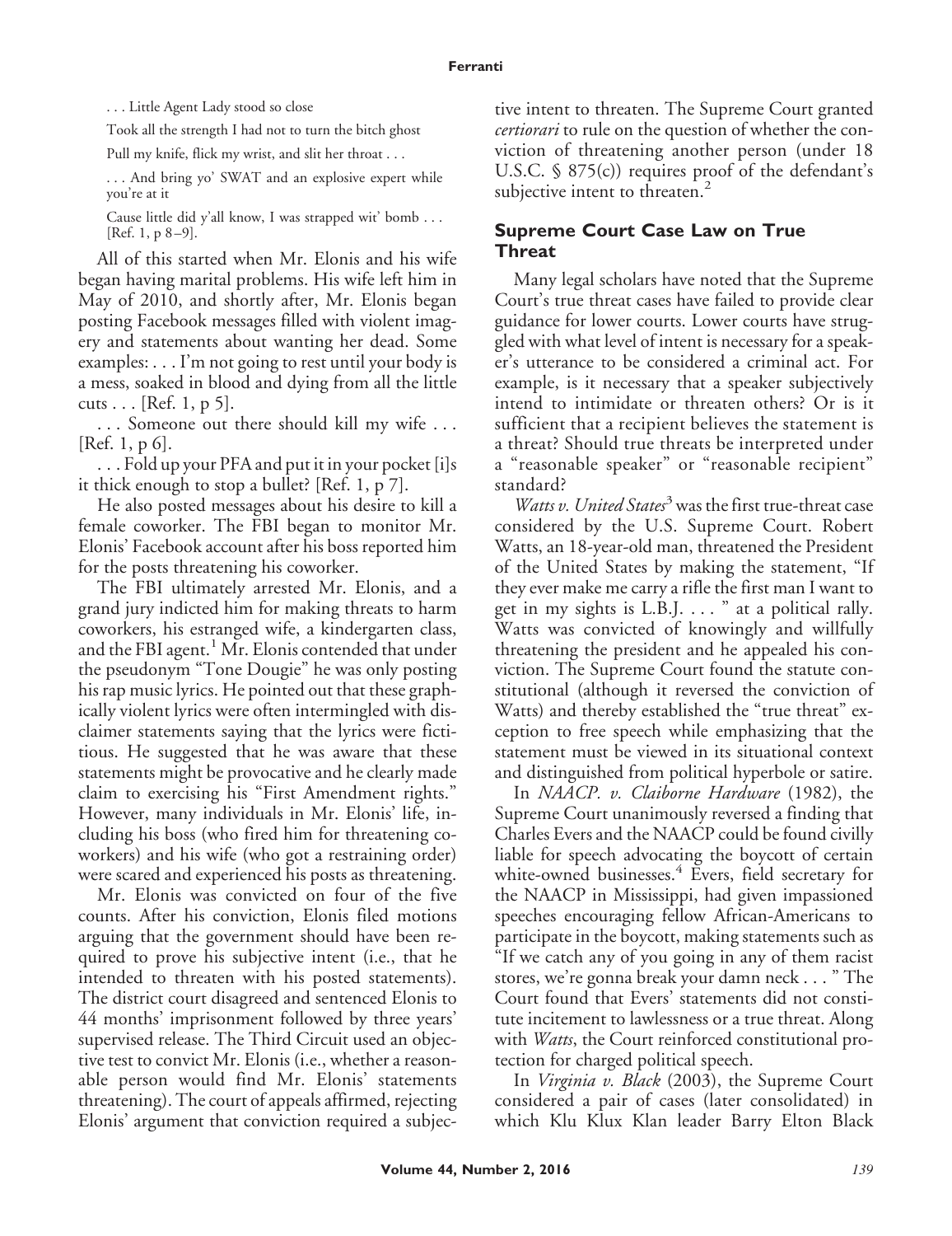. . . Little Agent Lady stood so close

Took all the strength I had not to turn the bitch ghost

Pull my knife, flick my wrist, and slit her throat . . .

. . . And bring yo' SWAT and an explosive expert while you're at it

Cause little did y'all know, I was strapped wit' bomb . . . [Ref. 1, p 8–9].

All of this started when Mr. Elonis and his wife began having marital problems. His wife left him in May of 2010, and shortly after, Mr. Elonis began posting Facebook messages filled with violent imagery and statements about wanting her dead. Some examples: . . . I'm not going to rest until your body is a mess, soaked in blood and dying from all the little cuts . . . [Ref. 1, p 5].

. . . Someone out there should kill my wife . . . [Ref. 1, p 6].

. . . Fold up your PFA and put it in your pocket [i]s it thick enough to stop a bullet? [Ref. 1, p 7].

He also posted messages about his desire to kill a female coworker. The FBI began to monitor Mr. Elonis' Facebook account after his boss reported him for the posts threatening his coworker.

The FBI ultimately arrested Mr. Elonis, and a grand jury indicted him for making threats to harm coworkers, his estranged wife, a kindergarten class, and the FBI agent.[1] Mr. Elonis contended that under the pseudonym "Tone Dougie" he was only posting his rap music lyrics. He pointed out that these graphically violent lyrics were often intermingled with disclaimer statements saying that the lyrics were fictitious. He suggested that he was aware that these statements might be provocative and he clearly made claim to exercising his "First Amendment rights." However, many individuals in Mr. Elonis' life, including his boss (who fired him for threatening coworkers) and his wife (who got a restraining order) were scared and experienced his posts as threatening.

Mr. Elonis was convicted on four of the five counts. After his conviction, Elonis filed motions arguing that the government should have been required to prove his subjective intent (i.e., that he intended to threaten with his posted statements). The district court disagreed and sentenced Elonis to 44 months' imprisonment followed by three years' supervised release. The Third Circuit used an objective test to convict Mr. Elonis (i.e., whether a reasonable person would find Mr. Elonis' statements threatening). The court of appeals affirmed, rejecting Elonis' argument that conviction required a subjective intent to threaten. The Supreme Court granted *certiorari* to rule on the question of whether the conviction of threatening another person (under 18 U.S.C. § 875(c)) requires proof of the defendant's subjective intent to threaten.[2]

## Supreme Court Case Law on True Threat

Many legal scholars have noted that the Supreme Court's true threat cases have failed to provide clear guidance for lower courts. Lower courts have struggled with what level of intent is necessary for a speaker's utterance to be considered a criminal act. For example, is it necessary that a speaker subjectively intend to intimidate or threaten others? Or is it sufficient that a recipient believes the statement is a threat? Should true threats be interpreted under a "reasonable speaker" or "reasonable recipient" standard?

*Watts v. United States*[3] was the first true-threat case considered by the U.S. Supreme Court. Robert Watts, an 18-year-old man, threatened the President of the United States by making the statement, "If they ever make me carry a rifle the first man I want to get in my sights is L.B.J. . . . " at a political rally. Watts was convicted of knowingly and willfully threatening the president and he appealed his conviction. The Supreme Court found the statute constitutional (although it reversed the conviction of Watts) and thereby established the "true threat" exception to free speech while emphasizing that the statement must be viewed in its situational context and distinguished from political hyperbole or satire.

In *NAACP. v. Claiborne Hardware* (1982), the Supreme Court unanimously reversed a finding that Charles Evers and the NAACP could be found civilly liable for speech advocating the boycott of certain white-owned businesses.[4] Evers, field secretary for the NAACP in Mississippi, had given impassioned speeches encouraging fellow African-Americans to participate in the boycott, making statements such as "If we catch any of you going in any of them racist stores, we're gonna break your damn neck . . . " The Court found that Evers' statements did not constitute incitement to lawlessness or a true threat. Along with *Watts*, the Court reinforced constitutional protection for charged political speech.

In *Virginia v. Black* (2003), the Supreme Court considered a pair of cases (later consolidated) in which Klu Klux Klan leader Barry Elton Black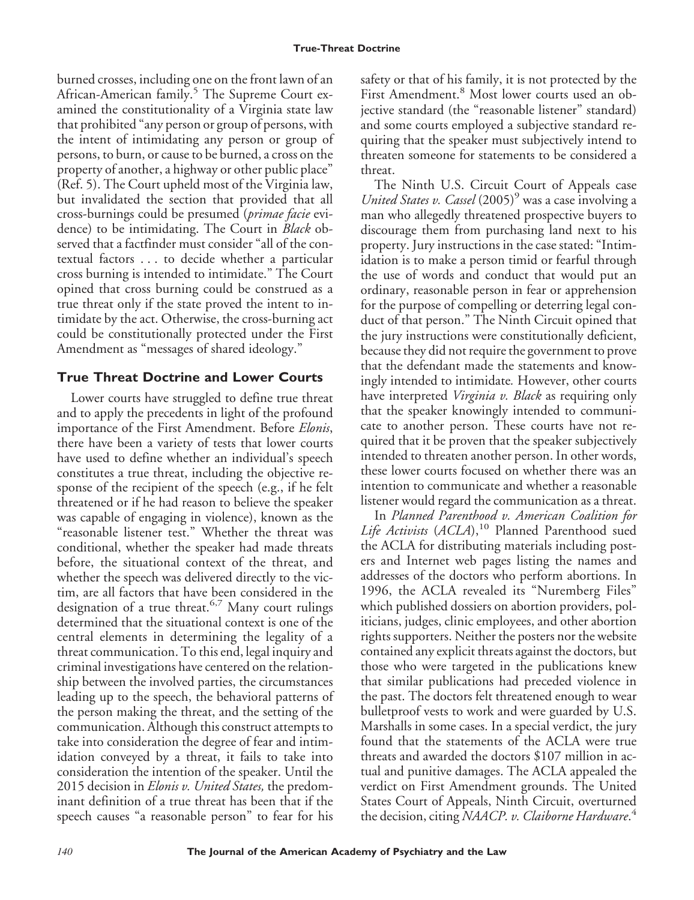burned crosses, including one on the front lawn of an African-American family.[5] The Supreme Court examined the constitutionality of a Virginia state law that prohibited "any person or group of persons, with the intent of intimidating any person or group of persons, to burn, or cause to be burned, a cross on the property of another, a highway or other public place" (Ref. 5). The Court upheld most of the Virginia law, but invalidated the section that provided that all cross-burnings could be presumed (*primae facie* evidence) to be intimidating. The Court in *Black* observed that a factfinder must consider "all of the contextual factors . . . to decide whether a particular cross burning is intended to intimidate." The Court opined that cross burning could be construed as a true threat only if the state proved the intent to intimidate by the act. Otherwise, the cross-burning act could be constitutionally protected under the First Amendment as "messages of shared ideology."

## True Threat Doctrine and Lower Courts

Lower courts have struggled to define true threat and to apply the precedents in light of the profound importance of the First Amendment. Before *Elonis*, there have been a variety of tests that lower courts have used to define whether an individual's speech constitutes a true threat, including the objective response of the recipient of the speech (e.g., if he felt threatened or if he had reason to believe the speaker was capable of engaging in violence), known as the "reasonable listener test." Whether the threat was conditional, whether the speaker had made threats before, the situational context of the threat, and whether the speech was delivered directly to the victim, are all factors that have been considered in the designation of a true threat.[6,7] Many court rulings determined that the situational context is one of the central elements in determining the legality of a threat communication. To this end, legal inquiry and criminal investigations have centered on the relationship between the involved parties, the circumstances leading up to the speech, the behavioral patterns of the person making the threat, and the setting of the communication. Although this construct attempts to take into consideration the degree of fear and intimidation conveyed by a threat, it fails to take into consideration the intention of the speaker. Until the 2015 decision in *Elonis v. United States,* the predominant definition of a true threat has been that if the speech causes "a reasonable person" to fear for his safety or that of his family, it is not protected by the First Amendment.[8] Most lower courts used an objective standard (the "reasonable listener" standard) and some courts employed a subjective standard requiring that the speaker must subjectively intend to threaten someone for statements to be considered a threat.

The Ninth U.S. Circuit Court of Appeals case *United States v. Cassel* (2005)[9] was a case involving a man who allegedly threatened prospective buyers to discourage them from purchasing land next to his property. Jury instructions in the case stated: "Intimidation is to make a person timid or fearful through the use of words and conduct that would put an ordinary, reasonable person in fear or apprehension for the purpose of compelling or deterring legal conduct of that person." The Ninth Circuit opined that the jury instructions were constitutionally deficient, because they did not require the government to prove that the defendant made the statements and knowingly intended to intimidate*.* However, other courts have interpreted *Virginia v. Black* as requiring only that the speaker knowingly intended to communicate to another person. These courts have not required that it be proven that the speaker subjectively intended to threaten another person. In other words, these lower courts focused on whether there was an intention to communicate and whether a reasonable listener would regard the communication as a threat.

In *Planned Parenthood v. American Coalition for Life Activists* (*ACLA*),[10] Planned Parenthood sued the ACLA for distributing materials including posters and Internet web pages listing the names and addresses of the doctors who perform abortions. In 1996, the ACLA revealed its "Nuremberg Files" which published dossiers on abortion providers, politicians, judges, clinic employees, and other abortion rights supporters. Neither the posters nor the website contained any explicit threats against the doctors, but those who were targeted in the publications knew that similar publications had preceded violence in the past. The doctors felt threatened enough to wear bulletproof vests to work and were guarded by U.S. Marshalls in some cases. In a special verdict, the jury found that the statements of the ACLA were true threats and awarded the doctors $107 million in actual and punitive damages. The ACLA appealed the verdict on First Amendment grounds. The United States Court of Appeals, Ninth Circuit, overturned the decision, citing *NAACP. v. Claiborne Hardware*.[4]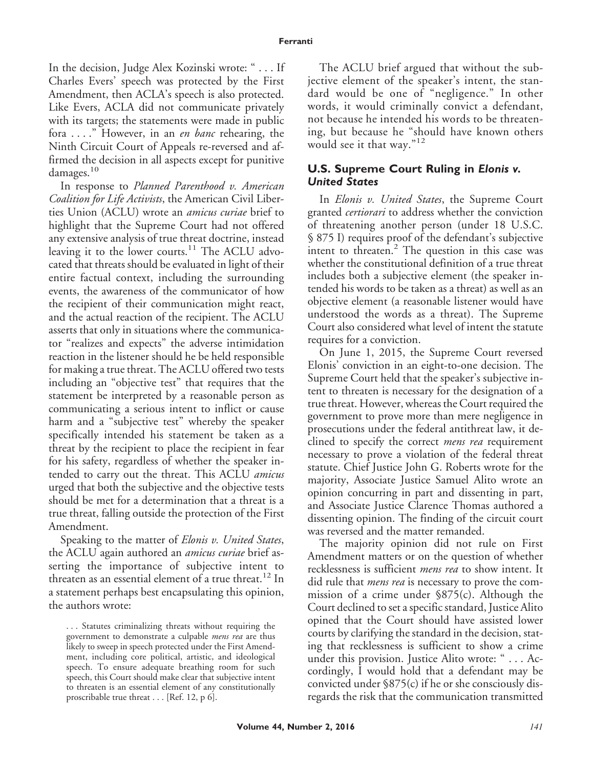In the decision, Judge Alex Kozinski wrote: " . . . If Charles Evers' speech was protected by the First Amendment, then ACLA's speech is also protected. Like Evers, ACLA did not communicate privately with its targets; the statements were made in public fora . . . ." However, in an *en banc* rehearing, the Ninth Circuit Court of Appeals re-reversed and affirmed the decision in all aspects except for punitive damages.[10]

In response to *Planned Parenthood v. American Coalition for Life Activists*, the American Civil Liberties Union (ACLU) wrote an *amicus curiae* brief to highlight that the Supreme Court had not offered any extensive analysis of true threat doctrine, instead leaving it to the lower courts.[11] The ACLU advocated that threats should be evaluated in light of their entire factual context, including the surrounding events, the awareness of the communicator of how the recipient of their communication might react, and the actual reaction of the recipient. The ACLU asserts that only in situations where the communicator "realizes and expects" the adverse intimidation reaction in the listener should he be held responsible for making a true threat. The ACLU offered two tests including an "objective test" that requires that the statement be interpreted by a reasonable person as communicating a serious intent to inflict or cause harm and a "subjective test" whereby the speaker specifically intended his statement be taken as a threat by the recipient to place the recipient in fear for his safety, regardless of whether the speaker intended to carry out the threat. This ACLU *amicus* urged that both the subjective and the objective tests should be met for a determination that a threat is a true threat, falling outside the protection of the First Amendment.

Speaking to the matter of *Elonis v. United States*, the ACLU again authored an *amicus curiae* brief asserting the importance of subjective intent to threaten as an essential element of a true threat.[12] In a statement perhaps best encapsulating this opinion, the authors wrote:

> . . . Statutes criminalizing threats without requiring the government to demonstrate a culpable *mens rea* are thus likely to sweep in speech protected under the First Amendment, including core political, artistic, and ideological speech. To ensure adequate breathing room for such speech, this Court should make clear that subjective intent to threaten is an essential element of any constitutionally proscribable true threat . . . [Ref. 12, p 6].

The ACLU brief argued that without the subjective element of the speaker's intent, the standard would be one of "negligence." In other words, it would criminally convict a defendant, not because he intended his words to be threatening, but because he "should have known others would see it that way."[12]

## U.S. Supreme Court Ruling in *Elonis v. United States*

In *Elonis v. United States*, the Supreme Court granted *certiorari* to address whether the conviction of threatening another person (under 18 U.S.C. § 875 I) requires proof of the defendant's subjective intent to threaten.[2] The question in this case was whether the constitutional definition of a true threat includes both a subjective element (the speaker intended his words to be taken as a threat) as well as an objective element (a reasonable listener would have understood the words as a threat). The Supreme Court also considered what level of intent the statute requires for a conviction.

On June 1, 2015, the Supreme Court reversed Elonis' conviction in an eight-to-one decision. The Supreme Court held that the speaker's subjective intent to threaten is necessary for the designation of a true threat. However, whereas the Court required the government to prove more than mere negligence in prosecutions under the federal antithreat law, it declined to specify the correct *mens rea* requirement necessary to prove a violation of the federal threat statute. Chief Justice John G. Roberts wrote for the majority, Associate Justice Samuel Alito wrote an opinion concurring in part and dissenting in part, and Associate Justice Clarence Thomas authored a dissenting opinion. The finding of the circuit court was reversed and the matter remanded.

The majority opinion did not rule on First Amendment matters or on the question of whether recklessness is sufficient *mens rea* to show intent. It did rule that *mens rea* is necessary to prove the commission of a crime under §875(c). Although the Court declined to set a specific standard, Justice Alito opined that the Court should have assisted lower courts by clarifying the standard in the decision, stating that recklessness is sufficient to show a crime under this provision. Justice Alito wrote: " . . . Accordingly, I would hold that a defendant may be convicted under §875(c) if he or she consciously disregards the risk that the communication transmitted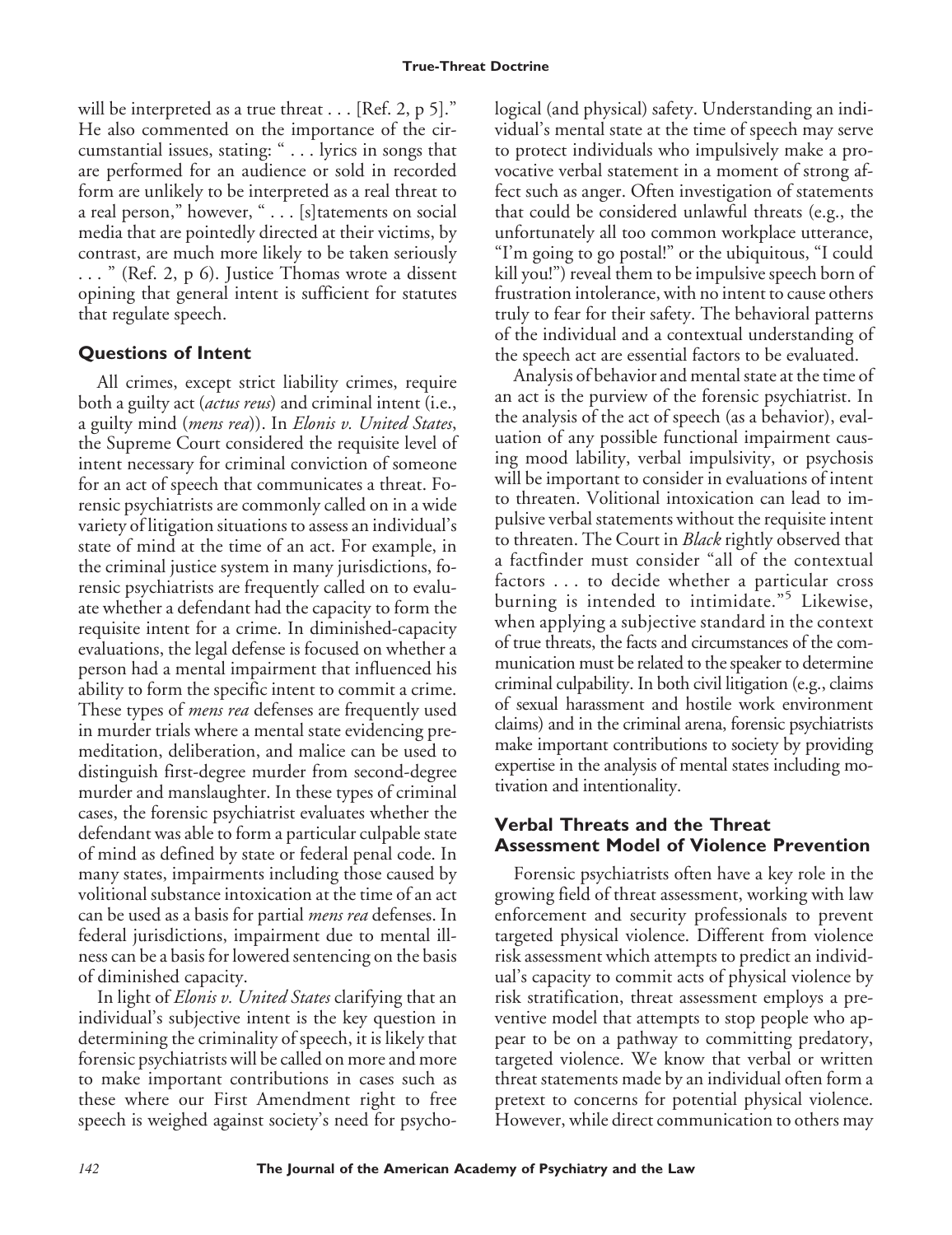will be interpreted as a true threat . . . [Ref. 2, p 5]." He also commented on the importance of the circumstantial issues, stating: " . . . lyrics in songs that are performed for an audience or sold in recorded form are unlikely to be interpreted as a real threat to a real person," however, " . . . [s]tatements on social media that are pointedly directed at their victims, by contrast, are much more likely to be taken seriously . . . " (Ref. 2, p 6). Justice Thomas wrote a dissent opining that general intent is sufficient for statutes that regulate speech.

## Questions of Intent

All crimes, except strict liability crimes, require both a guilty act (*actus reus*) and criminal intent (i.e., a guilty mind (*mens rea*)). In *Elonis v. United States*, the Supreme Court considered the requisite level of intent necessary for criminal conviction of someone for an act of speech that communicates a threat. Forensic psychiatrists are commonly called on in a wide variety of litigation situations to assess an individual's state of mind at the time of an act. For example, in the criminal justice system in many jurisdictions, forensic psychiatrists are frequently called on to evaluate whether a defendant had the capacity to form the requisite intent for a crime. In diminished-capacity evaluations, the legal defense is focused on whether a person had a mental impairment that influenced his ability to form the specific intent to commit a crime. These types of *mens rea* defenses are frequently used in murder trials where a mental state evidencing premeditation, deliberation, and malice can be used to distinguish first-degree murder from second-degree murder and manslaughter. In these types of criminal cases, the forensic psychiatrist evaluates whether the defendant was able to form a particular culpable state of mind as defined by state or federal penal code. In many states, impairments including those caused by volitional substance intoxication at the time of an act can be used as a basis for partial *mens rea* defenses. In federal jurisdictions, impairment due to mental illness can be a basis for lowered sentencing on the basis of diminished capacity.

In light of *Elonis v. United States* clarifying that an individual's subjective intent is the key question in determining the criminality of speech, it is likely that forensic psychiatrists will be called on more and more to make important contributions in cases such as these where our First Amendment right to free speech is weighed against society's need for psychological (and physical) safety. Understanding an individual's mental state at the time of speech may serve to protect individuals who impulsively make a provocative verbal statement in a moment of strong affect such as anger. Often investigation of statements that could be considered unlawful threats (e.g., the unfortunately all too common workplace utterance, "I'm going to go postal!" or the ubiquitous, "I could kill you!") reveal them to be impulsive speech born of frustration intolerance, with no intent to cause others truly to fear for their safety. The behavioral patterns of the individual and a contextual understanding of the speech act are essential factors to be evaluated.

Analysis of behavior and mental state at the time of an act is the purview of the forensic psychiatrist. In the analysis of the act of speech (as a behavior), evaluation of any possible functional impairment causing mood lability, verbal impulsivity, or psychosis will be important to consider in evaluations of intent to threaten. Volitional intoxication can lead to impulsive verbal statements without the requisite intent to threaten. The Court in *Black* rightly observed that a factfinder must consider "all of the contextual factors . . . to decide whether a particular cross burning is intended to intimidate."[5] Likewise, when applying a subjective standard in the context of true threats, the facts and circumstances of the communication must be related to the speaker to determine criminal culpability. In both civil litigation (e.g., claims of sexual harassment and hostile work environment claims) and in the criminal arena, forensic psychiatrists make important contributions to society by providing expertise in the analysis of mental states including motivation and intentionality.

## Verbal Threats and the Threat Assessment Model of Violence Prevention

Forensic psychiatrists often have a key role in the growing field of threat assessment, working with law enforcement and security professionals to prevent targeted physical violence. Different from violence risk assessment which attempts to predict an individual's capacity to commit acts of physical violence by risk stratification, threat assessment employs a preventive model that attempts to stop people who appear to be on a pathway to committing predatory, targeted violence. We know that verbal or written threat statements made by an individual often form a pretext to concerns for potential physical violence. However, while direct communication to others may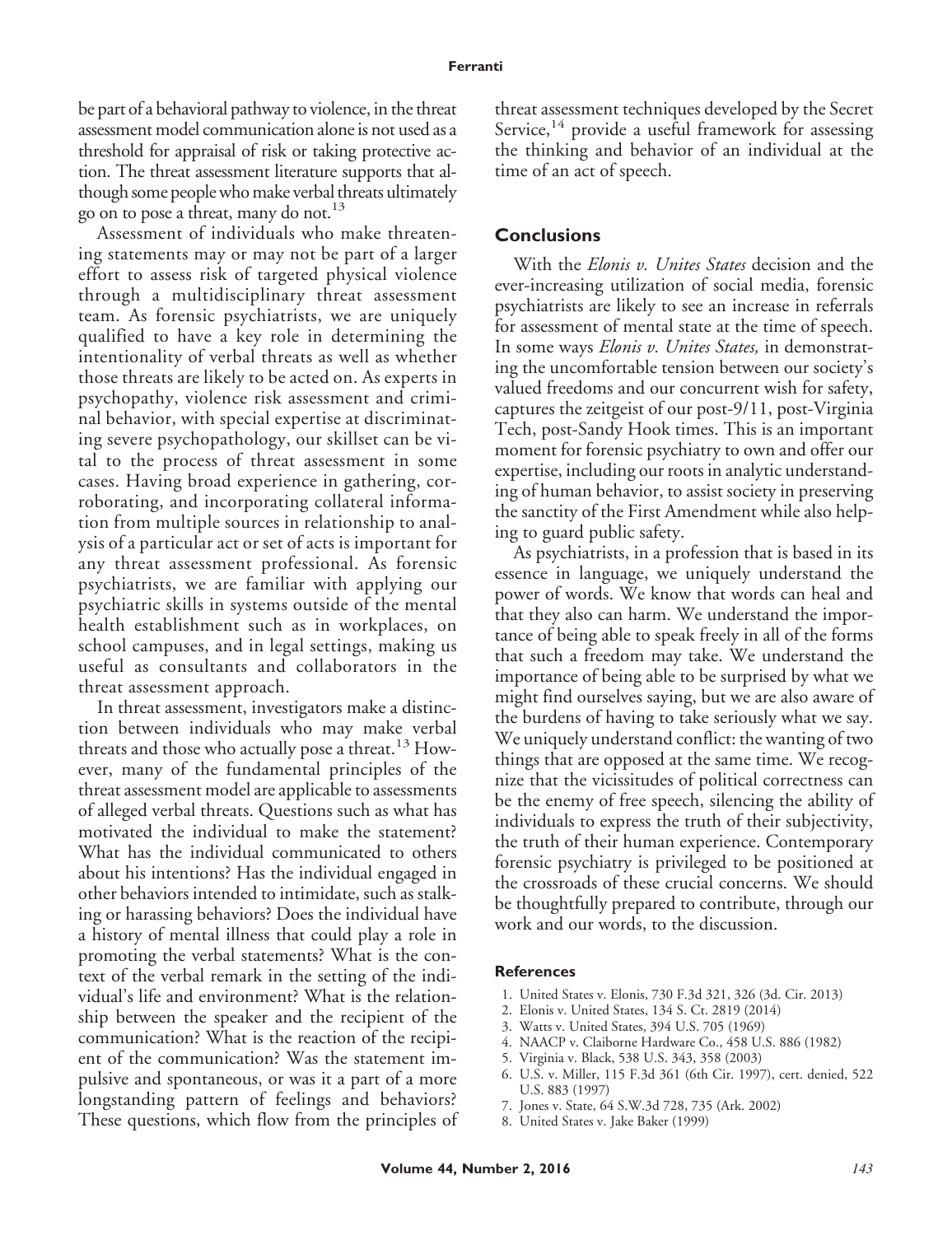be part of a behavioral pathway to violence, in the threat assessment model communication alone is not used as a threshold for appraisal of risk or taking protective action. The threat assessment literature supports that although some people who make verbal threats ultimately go on to pose a threat, many do not.[13]

Assessment of individuals who make threatening statements may or may not be part of a larger effort to assess risk of targeted physical violence through a multidisciplinary threat assessment team. As forensic psychiatrists, we are uniquely qualified to have a key role in determining the intentionality of verbal threats as well as whether those threats are likely to be acted on. As experts in psychopathy, violence risk assessment and criminal behavior, with special expertise at discriminating severe psychopathology, our skillset can be vital to the process of threat assessment in some cases. Having broad experience in gathering, corroborating, and incorporating collateral information from multiple sources in relationship to analysis of a particular act or set of acts is important for any threat assessment professional. As forensic psychiatrists, we are familiar with applying our psychiatric skills in systems outside of the mental health establishment such as in workplaces, on school campuses, and in legal settings, making us useful as consultants and collaborators in the threat assessment approach.

In threat assessment, investigators make a distinction between individuals who may make verbal threats and those who actually pose a threat.[13] However, many of the fundamental principles of the threat assessment model are applicable to assessments of alleged verbal threats. Questions such as what has motivated the individual to make the statement? What has the individual communicated to others about his intentions? Has the individual engaged in other behaviors intended to intimidate, such as stalking or harassing behaviors? Does the individual have a history of mental illness that could play a role in promoting the verbal statements? What is the context of the verbal remark in the setting of the individual's life and environment? What is the relationship between the speaker and the recipient of the communication? What is the reaction of the recipient of the communication? Was the statement impulsive and spontaneous, or was it a part of a more longstanding pattern of feelings and behaviors? These questions, which flow from the principles of threat assessment techniques developed by the Secret Service,[14] provide a useful framework for assessing the thinking and behavior of an individual at the time of an act of speech.

## Conclusions

With the *Elonis v. Unites States* decision and the ever-increasing utilization of social media, forensic psychiatrists are likely to see an increase in referrals for assessment of mental state at the time of speech. In some ways *Elonis v. Unites States,* in demonstrating the uncomfortable tension between our society's valued freedoms and our concurrent wish for safety, captures the zeitgeist of our post-9/11, post-Virginia Tech, post-Sandy Hook times. This is an important moment for forensic psychiatry to own and offer our expertise, including our roots in analytic understanding of human behavior, to assist society in preserving the sanctity of the First Amendment while also helping to guard public safety.

As psychiatrists, in a profession that is based in its essence in language, we uniquely understand the power of words. We know that words can heal and that they also can harm. We understand the importance of being able to speak freely in all of the forms that such a freedom may take. We understand the importance of being able to be surprised by what we might find ourselves saying, but we are also aware of the burdens of having to take seriously what we say. We uniquely understand conflict: the wanting of two things that are opposed at the same time. We recognize that the vicissitudes of political correctness can be the enemy of free speech, silencing the ability of individuals to express the truth of their subjectivity, the truth of their human experience. Contemporary forensic psychiatry is privileged to be positioned at the crossroads of these crucial concerns. We should be thoughtfully prepared to contribute, through our work and our words, to the discussion.

### References

1. United States v. Elonis, 730 F.3d 321, 326 (3d. Cir. 2013)
2. Elonis v. United States, 134 S. Ct. 2819 (2014)
3. Watts v. United States, 394 U.S. 705 (1969)
4. NAACP v. Claiborne Hardware Co., 458 U.S. 886 (1982)
5. Virginia v. Black, 538 U.S. 343, 358 (2003)
6. U.S. v. Miller, 115 F.3d 361 (6th Cir. 1997), cert. denied, 522 U.S. 883 (1997)
7. Jones v. State, 64 S.W.3d 728, 735 (Ark. 2002)
8. United States v. Jake Baker (1999)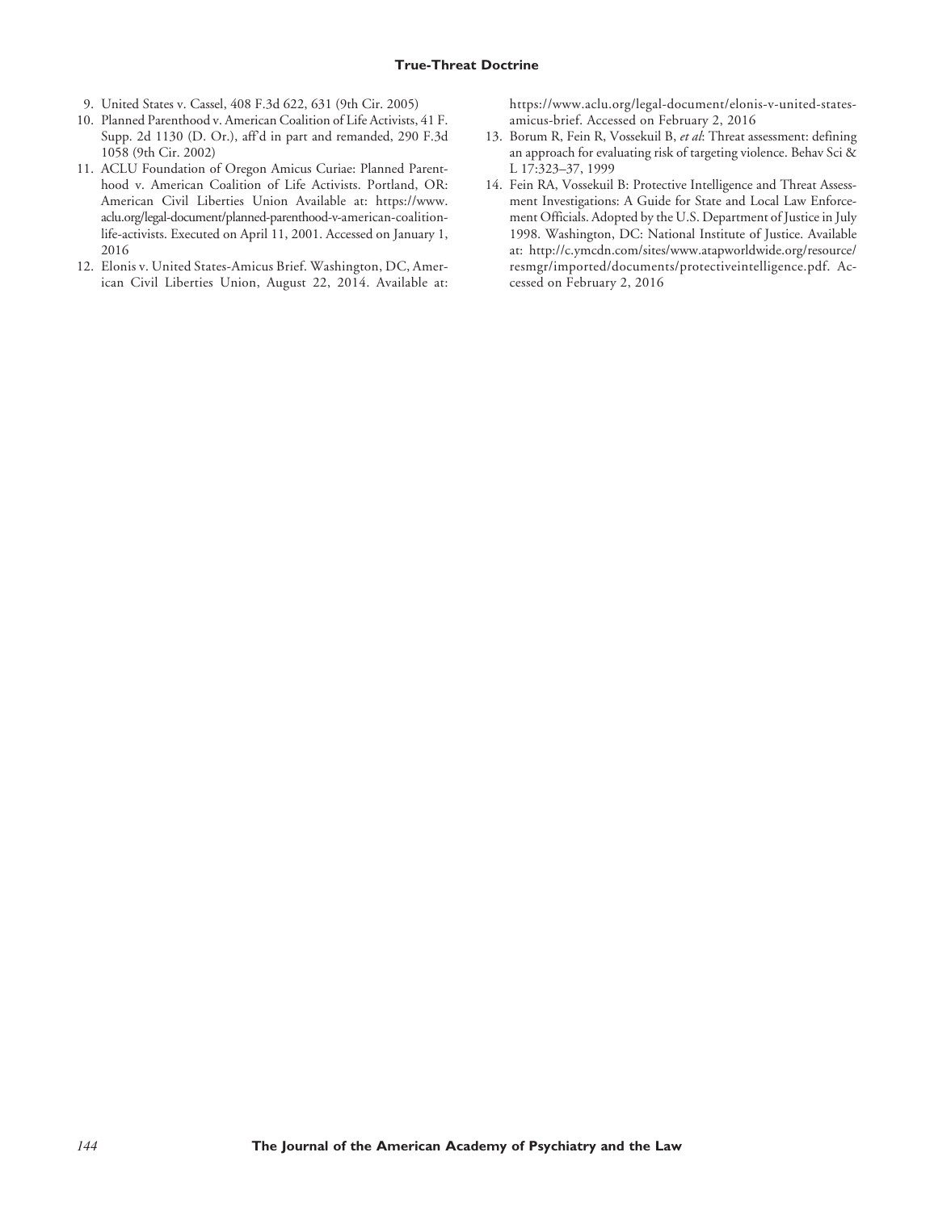9. United States v. Cassel, 408 F.3d 622, 631 (9th Cir. 2005)
10. Planned Parenthood v. American Coalition of Life Activists, 41 F. Supp. 2d 1130 (D. Or.), aff'd in part and remanded, 290 F.3d 1058 (9th Cir. 2002)
11. ACLU Foundation of Oregon Amicus Curiae: Planned Parenthood v. American Coalition of Life Activists. Portland, OR: American Civil Liberties Union Available at: https://www.aclu.org/legal-document/planned-parenthood-v-american-coalition-life-activists. Executed on April 11, 2001. Accessed on January 1, 2016
12. Elonis v. United States-Amicus Brief. Washington, DC, American Civil Liberties Union, August 22, 2014. Available at: https://www.aclu.org/legal-document/elonis-v-united-states-amicus-brief. Accessed on February 2, 2016
13. Borum R, Fein R, Vossekuil B, *et al*: Threat assessment: defining an approach for evaluating risk of targeting violence. Behav Sci & L 17:323–37, 1999
14. Fein RA, Vossekuil B: Protective Intelligence and Threat Assessment Investigations: A Guide for State and Local Law Enforcement Officials. Adopted by the U.S. Department of Justice in July 1998. Washington, DC: National Institute of Justice. Available at: http://c.ymcdn.com/sites/www.atapworldwide.org/resource/resmgr/imported/documents/protectiveintelligence.pdf. Accessed on February 2, 2016